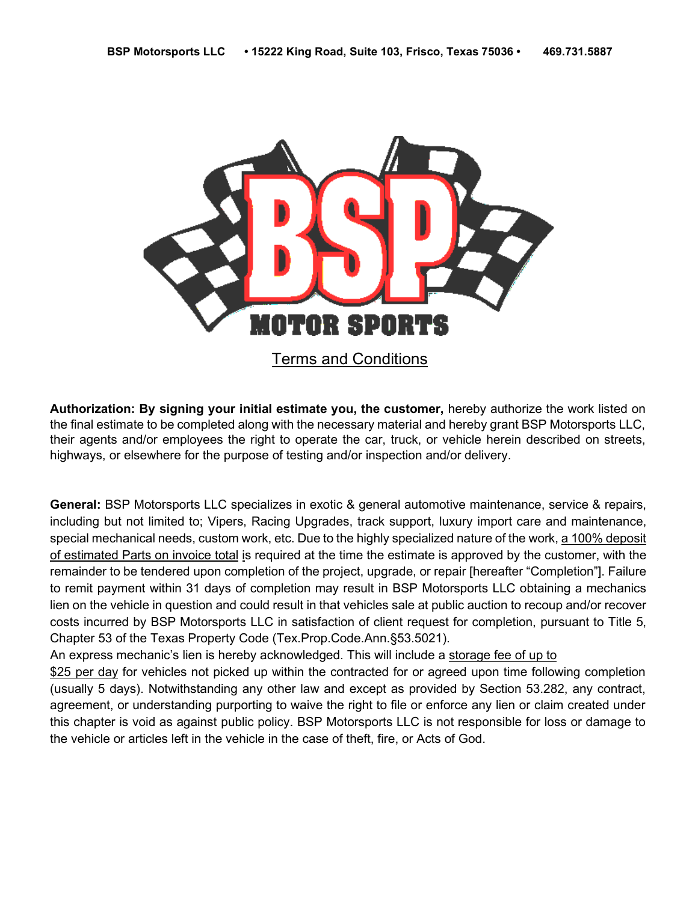**BSP Motorsports LLC • 15222 King Road, Suite 103, Frisco, Texas 75036 • 469.731.5887**

BSP MOTOR SPORTS

# Terms and Conditions

**Authorization: By signing your initial estimate you, the customer,** hereby authorize the work listed on the final estimate to be completed along with the necessary material and hereby grant BSP Motorsports LLC, their agents and/or employees the right to operate the car, truck, or vehicle herein described on streets, highways, or elsewhere for the purpose of testing and/or inspection and/or delivery.

**General:** BSP Motorsports LLC specializes in exotic & general automotive maintenance, service & repairs, including but not limited to; Vipers, Racing Upgrades, track support, luxury import care and maintenance, special mechanical needs, custom work, etc. Due to the highly specialized nature of the work, <u>a 100% deposit of estimated Parts on invoice total</u> is required at the time the estimate is approved by the customer, with the remainder to be tendered upon completion of the project, upgrade, or repair [hereafter "Completion"]. Failure to remit payment within 31 days of completion may result in BSP Motorsports LLC obtaining a mechanics lien on the vehicle in question and could result in that vehicles sale at public auction to recoup and/or recover costs incurred by BSP Motorsports LLC in satisfaction of client request for completion, pursuant to Title 5, Chapter 53 of the Texas Property Code (Tex.Prop.Code.Ann.§53.5021).

An express mechanic's lien is hereby acknowledged. This will include a <u>storage fee of up to $25 per day</u> for vehicles not picked up within the contracted for or agreed upon time following completion (usually 5 days). Notwithstanding any other law and except as provided by Section 53.282, any contract, agreement, or understanding purporting to waive the right to file or enforce any lien or claim created under this chapter is void as against public policy. BSP Motorsports LLC is not responsible for loss or damage to the vehicle or articles left in the vehicle in the case of theft, fire, or Acts of God.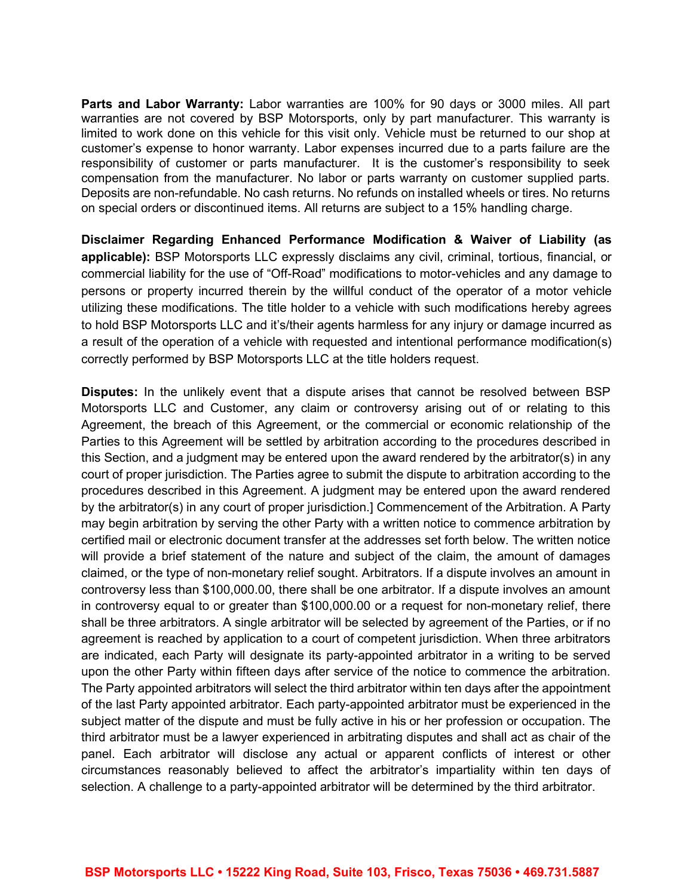**Parts and Labor Warranty:** Labor warranties are 100% for 90 days or 3000 miles. All part warranties are not covered by BSP Motorsports, only by part manufacturer. This warranty is limited to work done on this vehicle for this visit only. Vehicle must be returned to our shop at customer's expense to honor warranty. Labor expenses incurred due to a parts failure are the responsibility of customer or parts manufacturer. It is the customer's responsibility to seek compensation from the manufacturer. No labor or parts warranty on customer supplied parts. Deposits are non-refundable. No cash returns. No refunds on installed wheels or tires. No returns on special orders or discontinued items. All returns are subject to a 15% handling charge.

**Disclaimer Regarding Enhanced Performance Modification & Waiver of Liability (as applicable):** BSP Motorsports LLC expressly disclaims any civil, criminal, tortious, financial, or commercial liability for the use of "Off-Road" modifications to motor-vehicles and any damage to persons or property incurred therein by the willful conduct of the operator of a motor vehicle utilizing these modifications. The title holder to a vehicle with such modifications hereby agrees to hold BSP Motorsports LLC and it's/their agents harmless for any injury or damage incurred as a result of the operation of a vehicle with requested and intentional performance modification(s) correctly performed by BSP Motorsports LLC at the title holders request.

**Disputes:** In the unlikely event that a dispute arises that cannot be resolved between BSP Motorsports LLC and Customer, any claim or controversy arising out of or relating to this Agreement, the breach of this Agreement, or the commercial or economic relationship of the Parties to this Agreement will be settled by arbitration according to the procedures described in this Section, and a judgment may be entered upon the award rendered by the arbitrator(s) in any court of proper jurisdiction. The Parties agree to submit the dispute to arbitration according to the procedures described in this Agreement. A judgment may be entered upon the award rendered by the arbitrator(s) in any court of proper jurisdiction.] Commencement of the Arbitration. A Party may begin arbitration by serving the other Party with a written notice to commence arbitration by certified mail or electronic document transfer at the addresses set forth below. The written notice will provide a brief statement of the nature and subject of the claim, the amount of damages claimed, or the type of non-monetary relief sought. Arbitrators. If a dispute involves an amount in controversy less than $100,000.00, there shall be one arbitrator. If a dispute involves an amount in controversy equal to or greater than $100,000.00 or a request for non-monetary relief, there shall be three arbitrators. A single arbitrator will be selected by agreement of the Parties, or if no agreement is reached by application to a court of competent jurisdiction. When three arbitrators are indicated, each Party will designate its party-appointed arbitrator in a writing to be served upon the other Party within fifteen days after service of the notice to commence the arbitration. The Party appointed arbitrators will select the third arbitrator within ten days after the appointment of the last Party appointed arbitrator. Each party-appointed arbitrator must be experienced in the subject matter of the dispute and must be fully active in his or her profession or occupation. The third arbitrator must be a lawyer experienced in arbitrating disputes and shall act as chair of the panel. Each arbitrator will disclose any actual or apparent conflicts of interest or other circumstances reasonably believed to affect the arbitrator's impartiality within ten days of selection. A challenge to a party-appointed arbitrator will be determined by the third arbitrator.

**BSP Motorsports LLC • 15222 King Road, Suite 103, Frisco, Texas 75036 • 469.731.5887**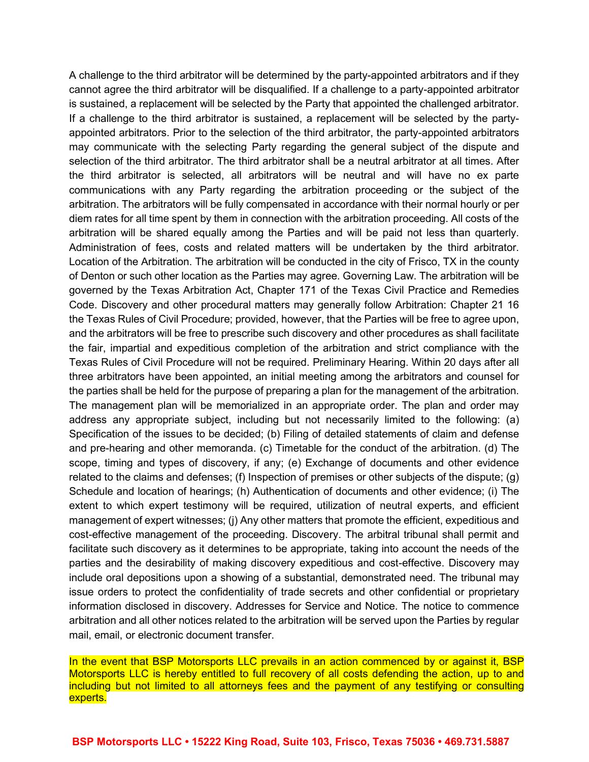A challenge to the third arbitrator will be determined by the party-appointed arbitrators and if they cannot agree the third arbitrator will be disqualified. If a challenge to a party-appointed arbitrator is sustained, a replacement will be selected by the Party that appointed the challenged arbitrator. If a challenge to the third arbitrator is sustained, a replacement will be selected by the party-appointed arbitrators. Prior to the selection of the third arbitrator, the party-appointed arbitrators may communicate with the selecting Party regarding the general subject of the dispute and selection of the third arbitrator. The third arbitrator shall be a neutral arbitrator at all times. After the third arbitrator is selected, all arbitrators will be neutral and will have no ex parte communications with any Party regarding the arbitration proceeding or the subject of the arbitration. The arbitrators will be fully compensated in accordance with their normal hourly or per diem rates for all time spent by them in connection with the arbitration proceeding. All costs of the arbitration will be shared equally among the Parties and will be paid not less than quarterly. Administration of fees, costs and related matters will be undertaken by the third arbitrator. Location of the Arbitration. The arbitration will be conducted in the city of Frisco, TX in the county of Denton or such other location as the Parties may agree. Governing Law. The arbitration will be governed by the Texas Arbitration Act, Chapter 171 of the Texas Civil Practice and Remedies Code. Discovery and other procedural matters may generally follow Arbitration: Chapter 21 16 the Texas Rules of Civil Procedure; provided, however, that the Parties will be free to agree upon, and the arbitrators will be free to prescribe such discovery and other procedures as shall facilitate the fair, impartial and expeditious completion of the arbitration and strict compliance with the Texas Rules of Civil Procedure will not be required. Preliminary Hearing. Within 20 days after all three arbitrators have been appointed, an initial meeting among the arbitrators and counsel for the parties shall be held for the purpose of preparing a plan for the management of the arbitration. The management plan will be memorialized in an appropriate order. The plan and order may address any appropriate subject, including but not necessarily limited to the following: (a) Specification of the issues to be decided; (b) Filing of detailed statements of claim and defense and pre-hearing and other memoranda. (c) Timetable for the conduct of the arbitration. (d) The scope, timing and types of discovery, if any; (e) Exchange of documents and other evidence related to the claims and defenses; (f) Inspection of premises or other subjects of the dispute; (g) Schedule and location of hearings; (h) Authentication of documents and other evidence; (i) The extent to which expert testimony will be required, utilization of neutral experts, and efficient management of expert witnesses; (j) Any other matters that promote the efficient, expeditious and cost-effective management of the proceeding. Discovery. The arbitral tribunal shall permit and facilitate such discovery as it determines to be appropriate, taking into account the needs of the parties and the desirability of making discovery expeditious and cost-effective. Discovery may include oral depositions upon a showing of a substantial, demonstrated need. The tribunal may issue orders to protect the confidentiality of trade secrets and other confidential or proprietary information disclosed in discovery. Addresses for Service and Notice. The notice to commence arbitration and all other notices related to the arbitration will be served upon the Parties by regular mail, email, or electronic document transfer.

In the event that BSP Motorsports LLC prevails in an action commenced by or against it, BSP Motorsports LLC is hereby entitled to full recovery of all costs defending the action, up to and including but not limited to all attorneys fees and the payment of any testifying or consulting experts.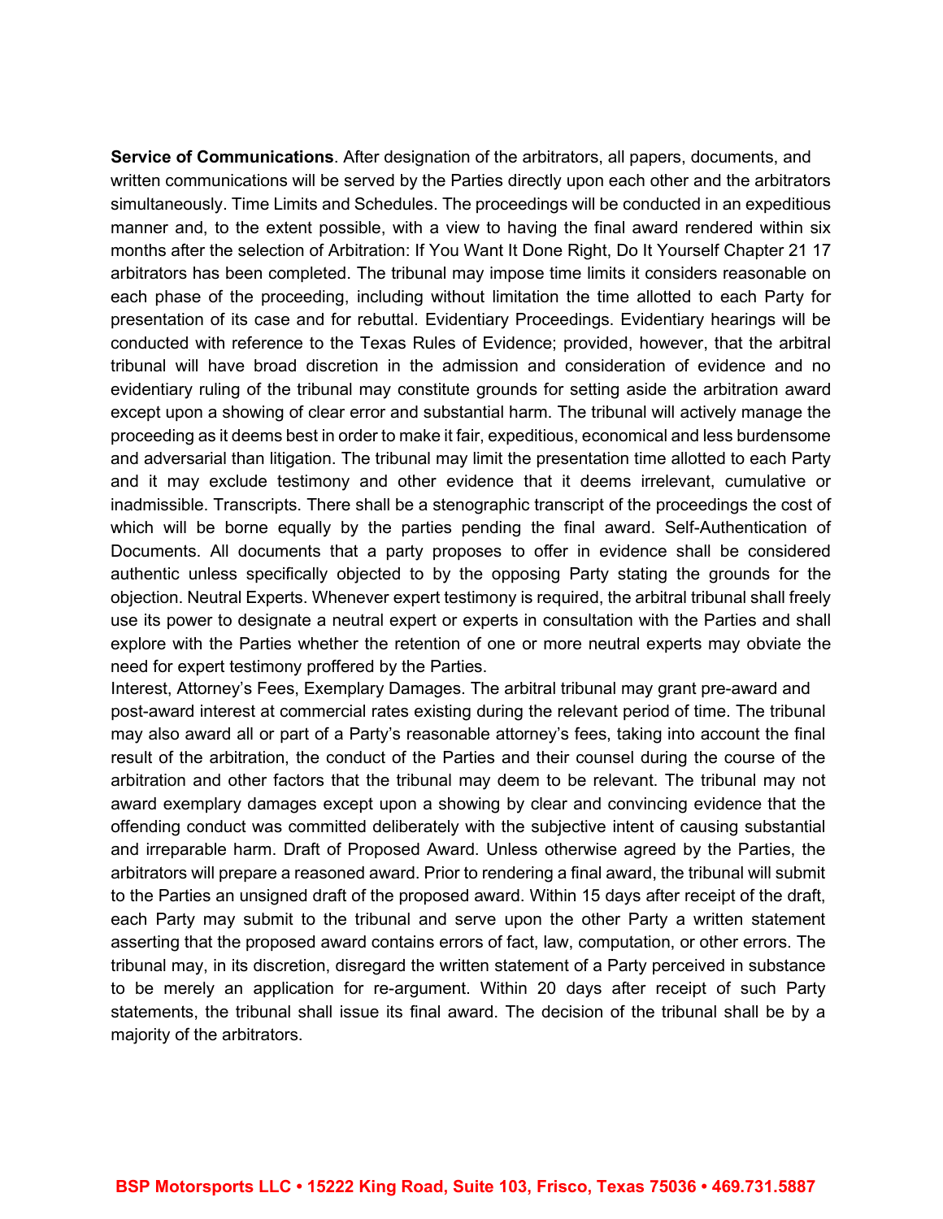**Service of Communications**. After designation of the arbitrators, all papers, documents, and written communications will be served by the Parties directly upon each other and the arbitrators simultaneously. Time Limits and Schedules. The proceedings will be conducted in an expeditious manner and, to the extent possible, with a view to having the final award rendered within six months after the selection of Arbitration: If You Want It Done Right, Do It Yourself Chapter 21 17 arbitrators has been completed. The tribunal may impose time limits it considers reasonable on each phase of the proceeding, including without limitation the time allotted to each Party for presentation of its case and for rebuttal. Evidentiary Proceedings. Evidentiary hearings will be conducted with reference to the Texas Rules of Evidence; provided, however, that the arbitral tribunal will have broad discretion in the admission and consideration of evidence and no evidentiary ruling of the tribunal may constitute grounds for setting aside the arbitration award except upon a showing of clear error and substantial harm. The tribunal will actively manage the proceeding as it deems best in order to make it fair, expeditious, economical and less burdensome and adversarial than litigation. The tribunal may limit the presentation time allotted to each Party and it may exclude testimony and other evidence that it deems irrelevant, cumulative or inadmissible. Transcripts. There shall be a stenographic transcript of the proceedings the cost of which will be borne equally by the parties pending the final award. Self-Authentication of Documents. All documents that a party proposes to offer in evidence shall be considered authentic unless specifically objected to by the opposing Party stating the grounds for the objection. Neutral Experts. Whenever expert testimony is required, the arbitral tribunal shall freely use its power to designate a neutral expert or experts in consultation with the Parties and shall explore with the Parties whether the retention of one or more neutral experts may obviate the need for expert testimony proffered by the Parties.

Interest, Attorney's Fees, Exemplary Damages. The arbitral tribunal may grant pre-award and post-award interest at commercial rates existing during the relevant period of time. The tribunal may also award all or part of a Party's reasonable attorney's fees, taking into account the final result of the arbitration, the conduct of the Parties and their counsel during the course of the arbitration and other factors that the tribunal may deem to be relevant. The tribunal may not award exemplary damages except upon a showing by clear and convincing evidence that the offending conduct was committed deliberately with the subjective intent of causing substantial and irreparable harm. Draft of Proposed Award. Unless otherwise agreed by the Parties, the arbitrators will prepare a reasoned award. Prior to rendering a final award, the tribunal will submit to the Parties an unsigned draft of the proposed award. Within 15 days after receipt of the draft, each Party may submit to the tribunal and serve upon the other Party a written statement asserting that the proposed award contains errors of fact, law, computation, or other errors. The tribunal may, in its discretion, disregard the written statement of a Party perceived in substance to be merely an application for re-argument. Within 20 days after receipt of such Party statements, the tribunal shall issue its final award. The decision of the tribunal shall be by a majority of the arbitrators.